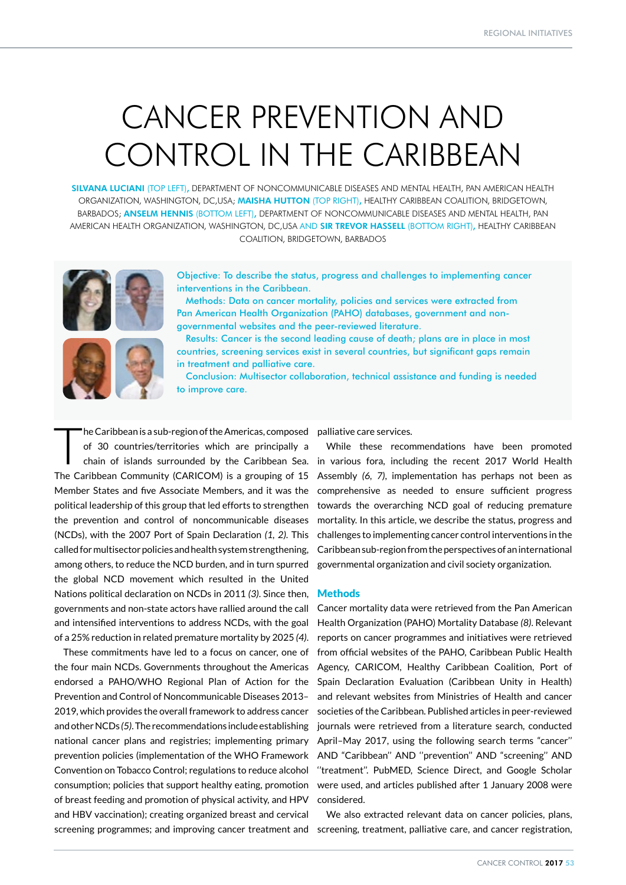# CANCER PREVENTION AND CONTROL IN THE CARIBBEAN

**SILVANA LUCIANI** (TOP LEFT), DEPARTMENT OF NONCOMMUNICABLE DISEASES AND MENTAL HEALTH, PAN AMERICAN HEALTH ORGANIZATION, WASHINGTON, DC,USA; **MAISHA HUTTON** (TOP RIGHT), HEALTHY CARIBBEAN COALITION, BRIDGETOWN, BARBADOS; **ANSELM HENNIS** (BOTTOM LEFT), DEPARTMENT OF NONCOMMUNICABLE DISEASES AND MENTAL HEALTH, PAN AMERICAN HEALTH ORGANIZATION, WASHINGTON, DC,USA AND **SIR TREVOR HASSELL** (BOTTOM RIGHT), HEALTHY CARIBBEAN COALITION, BRIDGETOWN, BARBADOS

Objective: To describe the status, progress and challenges to implementing cancer interventions in the Caribbean.

Methods: Data on cancer mortality, policies and services were extracted from Pan American Health Organization (PAHO) databases, government and non-governmental websites and the peer-reviewed literature.

Results: Cancer is the second leading cause of death; plans are in place in most countries, screening services exist in several countries, but significant gaps remain in treatment and palliative care.

Conclusion: Multisector collaboration, technical assistance and funding is needed to improve care.

The Caribbean is a sub-region of the Americas, composed of 30 countries/territories which are principally a chain of islands surrounded by the Caribbean Sea. The Caribbean Community (CARICOM) is a grouping of 15 Member States and five Associate Members, and it was the political leadership of this group that led efforts to strengthen the prevention and control of noncommunicable diseases (NCDs), with the 2007 Port of Spain Declaration *(1, 2)*. This called for multisector policies and health system strengthening, among others, to reduce the NCD burden, and in turn spurred the global NCD movement which resulted in the United Nations political declaration on NCDs in 2011 *(3)*. Since then, governments and non-state actors have rallied around the call and intensified interventions to address NCDs, with the goal of a 25% reduction in related premature mortality by 2025 *(4)*.

These commitments have led to a focus on cancer, one of the four main NCDs. Governments throughout the Americas endorsed a PAHO/WHO Regional Plan of Action for the Prevention and Control of Noncommunicable Diseases 2013–2019, which provides the overall framework to address cancer and other NCDs *(5)*. The recommendations include establishing national cancer plans and registries; implementing primary prevention policies (implementation of the WHO Framework Convention on Tobacco Control; regulations to reduce alcohol consumption; policies that support healthy eating, promotion of breast feeding and promotion of physical activity, and HPV and HBV vaccination); creating organized breast and cervical screening programmes; and improving cancer treatment and palliative care services.

While these recommendations have been promoted in various fora, including the recent 2017 World Health Assembly *(6, 7)*, implementation has perhaps not been as comprehensive as needed to ensure sufficient progress towards the overarching NCD goal of reducing premature mortality. In this article, we describe the status, progress and challenges to implementing cancer control interventions in the Caribbean sub-region from the perspectives of an international governmental organization and civil society organization.

## Methods

Cancer mortality data were retrieved from the Pan American Health Organization (PAHO) Mortality Database *(8)*. Relevant reports on cancer programmes and initiatives were retrieved from official websites of the PAHO, Caribbean Public Health Agency, CARICOM, Healthy Caribbean Coalition, Port of Spain Declaration Evaluation (Caribbean Unity in Health) and relevant websites from Ministries of Health and cancer societies of the Caribbean. Published articles in peer-reviewed journals were retrieved from a literature search, conducted April–May 2017, using the following search terms "cancer" AND "Caribbean" AND "prevention" AND "screening" AND "treatment". PubMED, Science Direct, and Google Scholar were used, and articles published after 1 January 2008 were considered.

We also extracted relevant data on cancer policies, plans, screening, treatment, palliative care, and cancer registration,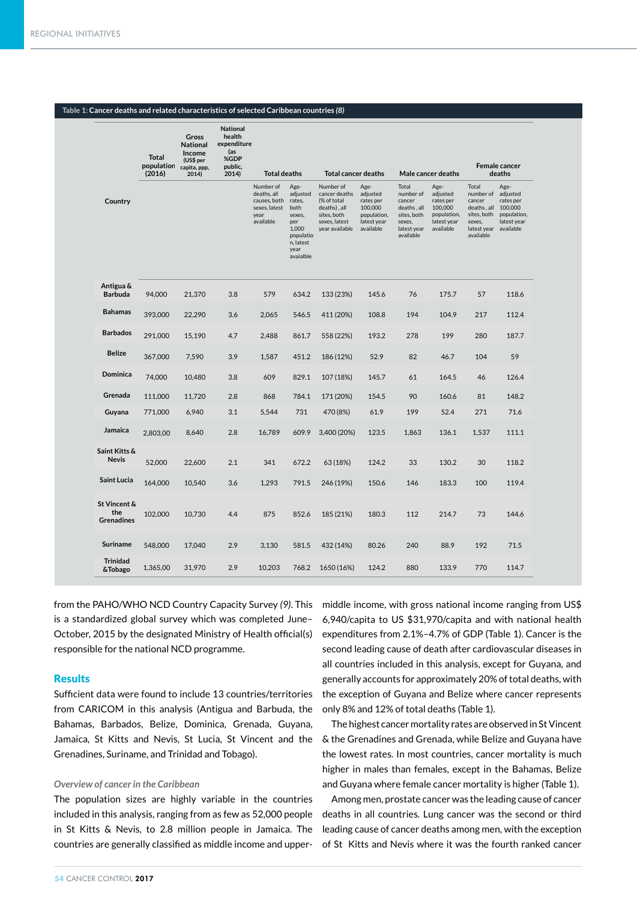Table 1: Cancer deaths and related characteristics of selected Caribbean countries *(8)*

| Country | Total population (2016) | Gross National Income (US$ per capita, ppp, 2014) | National health expenditure (as %GDP public, 2014) | Total deaths | | Total cancer deaths | | Male cancer deaths | | Female cancer deaths | |
|---|---|---|---|---|---|---|---|---|---|---|---|
| | | | | Number of deaths, all causes, both sexes, latest year available | Age-adjusted rates, both sexes, per 1,000 population, latest year avaialble | Number of cancer deaths (% of total deaths), all sites, both sexes, latest year available | Age-adjusted rates per 100,000 population, latest year available | Total number of cancer deaths, all sites, both sexes, latest year available | Age-adjusted rates per 100,000 population, latest year available | Total number of cancer deaths, all sites, both sexes, latest year available | Age-adjusted rates per 100,000 population, latest year available |
| Antigua & Barbuda | 94,000 | 21,370 | 3.8 | 579 | 634.2 | 133 (23%) | 145.6 | 76 | 175.7 | 57 | 118.6 |
| Bahamas | 393,000 | 22,290 | 3.6 | 2,065 | 546.5 | 411 (20%) | 108.8 | 194 | 104.9 | 217 | 112.4 |
| Barbados | 291,000 | 15,190 | 4.7 | 2,488 | 861.7 | 558 (22%) | 193.2 | 278 | 199 | 280 | 187.7 |
| Belize | 367,000 | 7,590 | 3.9 | 1,587 | 451.2 | 186 (12%) | 52.9 | 82 | 46.7 | 104 | 59 |
| Dominica | 74,000 | 10,480 | 3.8 | 609 | 829.1 | 107 (18%) | 145.7 | 61 | 164.5 | 46 | 126.4 |
| Grenada | 111,000 | 11,720 | 2.8 | 868 | 784.1 | 171 (20%) | 154.5 | 90 | 160.6 | 81 | 148.2 |
| Guyana | 771,000 | 6,940 | 3.1 | 5,544 | 731 | 470 (8%) | 61.9 | 199 | 52.4 | 271 | 71.6 |
| Jamaica | 2,803,00 | 8,640 | 2.8 | 16,789 | 609.9 | 3,400 (20%) | 123.5 | 1,863 | 136.1 | 1,537 | 111.1 |
| Saint Kitts & Nevis | 52,000 | 22,600 | 2.1 | 341 | 672.2 | 63 (18%) | 124.2 | 33 | 130.2 | 30 | 118.2 |
| Saint Lucia | 164,000 | 10,540 | 3.6 | 1,293 | 791.5 | 246 (19%) | 150.6 | 146 | 183.3 | 100 | 119.4 |
| St Vincent & the Grenadines | 102,000 | 10,730 | 4.4 | 875 | 852.6 | 185 (21%) | 180.3 | 112 | 214.7 | 73 | 144.6 |
| Suriname | 548,000 | 17,040 | 2.9 | 3,130 | 581.5 | 432 (14%) | 80.26 | 240 | 88.9 | 192 | 71.5 |
| Trinidad &Tobago | 1,365,00 | 31,970 | 2.9 | 10,203 | 768.2 | 1650 (16%) | 124.2 | 880 | 133.9 | 770 | 114.7 |

from the PAHO/WHO NCD Country Capacity Survey *(9)*. This is a standardized global survey which was completed June–October, 2015 by the designated Ministry of Health official(s) responsible for the national NCD programme.

## Results

Sufficient data were found to include 13 countries/territories from CARICOM in this analysis (Antigua and Barbuda, the Bahamas, Barbados, Belize, Dominica, Grenada, Guyana, Jamaica, St Kitts and Nevis, St Lucia, St Vincent and the Grenadines, Suriname, and Trinidad and Tobago).

### *Overview of cancer in the Caribbean*

The population sizes are highly variable in the countries included in this analysis, ranging from as few as 52,000 people in St Kitts & Nevis, to 2.8 million people in Jamaica. The countries are generally classified as middle income and upper-middle income, with gross national income ranging from US$ 6,940/capita to US $31,970/capita and with national health expenditures from 2.1%–4.7% of GDP (Table 1). Cancer is the second leading cause of death after cardiovascular diseases in all countries included in this analysis, except for Guyana, and generally accounts for approximately 20% of total deaths, with the exception of Guyana and Belize where cancer represents only 8% and 12% of total deaths (Table 1).

The highest cancer mortality rates are observed in St Vincent & the Grenadines and Grenada, while Belize and Guyana have the lowest rates. In most countries, cancer mortality is much higher in males than females, except in the Bahamas, Belize and Guyana where female cancer mortality is higher (Table 1).

Among men, prostate cancer was the leading cause of cancer deaths in all countries. Lung cancer was the second or third leading cause of cancer deaths among men, with the exception of St Kitts and Nevis where it was the fourth ranked cancer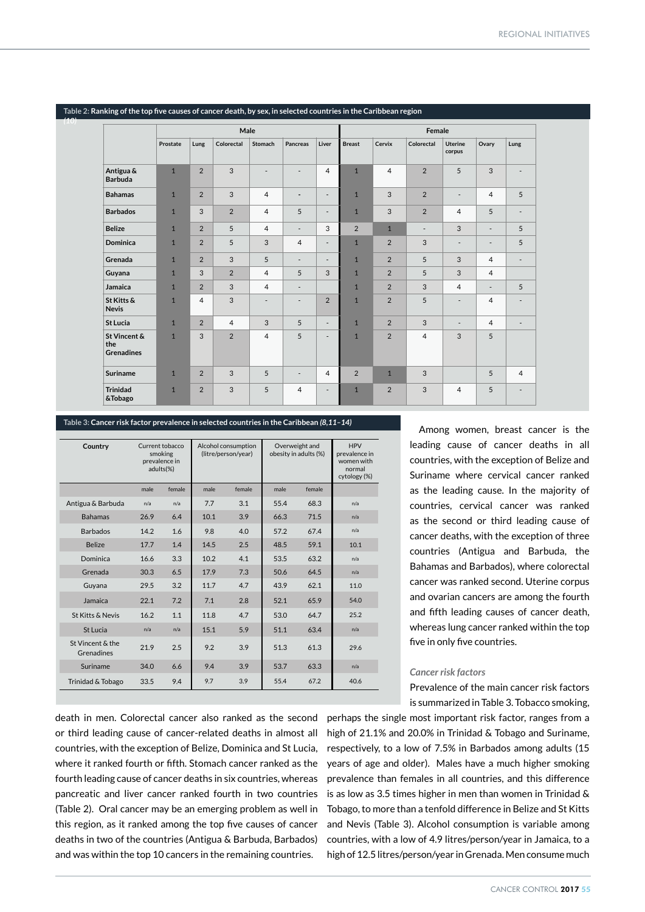**Table 2: Ranking of the top five causes of cancer death, by sex, in selected countries in the Caribbean region** *(10)*

| | Male | | | | | | Female | | | | | |
|---|---|---|---|---|---|---|---|---|---|---|---|---|
| | Prostate | Lung | Colorectal | Stomach | Pancreas | Liver | Breast | Cervix | Colorectal | Uterine corpus | Ovary | Lung |
| Antigua & Barbuda | 1 | 2 | 3 | - | - | 4 | 1 | 4 | 2 | 5 | 3 | - |
| Bahamas | 1 | 2 | 3 | 4 | - | - | 1 | 3 | 2 | - | 4 | 5 |
| Barbados | 1 | 3 | 2 | 4 | 5 | - | 1 | 3 | 2 | 4 | 5 | - |
| Belize | 1 | 2 | 5 | 4 | - | 3 | 2 | 1 | - | 3 | - | 5 |
| Dominica | 1 | 2 | 5 | 3 | 4 | - | 1 | 2 | 3 | - | - | 5 |
| Grenada | 1 | 2 | 3 | 5 | - | - | 1 | 2 | 5 | 3 | 4 | - |
| Guyana | 1 | 3 | 2 | 4 | 5 | 3 | 1 | 2 | 5 | 3 | 4 | |
| Jamaica | 1 | 2 | 3 | 4 | - | | 1 | 2 | 3 | 4 | - | 5 |
| St Kitts & Nevis | 1 | 4 | 3 | - | - | 2 | 1 | 2 | 5 | - | 4 | - |
| St Lucia | 1 | 2 | 4 | 3 | 5 | - | 1 | 2 | 3 | - | 4 | - |
| St Vincent & the Grenadines | 1 | 3 | 2 | 4 | 5 | - | 1 | 2 | 4 | 3 | 5 | |
| Suriname | 1 | 2 | 3 | 5 | - | 4 | 2 | 1 | 3 | | 5 | 4 |
| Trinidad &Tobago | 1 | 2 | 3 | 5 | 4 | - | 1 | 2 | 3 | 4 | 5 | - |

**Table 3: Cancer risk factor prevalence in selected countries in the Caribbean** *(8,11–14)*

| Country | Current tobacco smoking prevalence in adults(%) | | Alcohol consumption (litre/person/year) | | Overweight and obesity in adults (%) | | HPV prevalence in women with normal cytology (%) |
|---|---|---|---|---|---|---|---|
| | male | female | male | female | male | female | |
| Antigua & Barbuda | n/a | n/a | 7.7 | 3.1 | 55.4 | 68.3 | n/a |
| Bahamas | 26.9 | 6.4 | 10.1 | 3.9 | 66.3 | 71.5 | n/a |
| Barbados | 14.2 | 1.6 | 9.8 | 4.0 | 57.2 | 67.4 | n/a |
| Belize | 17.7 | 1.4 | 14.5 | 2.5 | 48.5 | 59.1 | 10.1 |
| Dominica | 16.6 | 3.3 | 10.2 | 4.1 | 53.5 | 63.2 | n/a |
| Grenada | 30.3 | 6.5 | 17.9 | 7.3 | 50.6 | 64.5 | n/a |
| Guyana | 29.5 | 3.2 | 11.7 | 4.7 | 43.9 | 62.1 | 11.0 |
| Jamaica | 22.1 | 7.2 | 7.1 | 2.8 | 52.1 | 65.9 | 54.0 |
| St Kitts & Nevis | 16.2 | 1.1 | 11.8 | 4.7 | 53.0 | 64.7 | 25.2 |
| St Lucia | n/a | n/a | 15.1 | 5.9 | 51.1 | 63.4 | n/a |
| St Vincent & the Grenadines | 21.9 | 2.5 | 9.2 | 3.9 | 51.3 | 61.3 | 29.6 |
| Suriname | 34.0 | 6.6 | 9.4 | 3.9 | 53.7 | 63.3 | n/a |
| Trinidad & Tobago | 33.5 | 9.4 | 9.7 | 3.9 | 55.4 | 67.2 | 40.6 |

death in men. Colorectal cancer also ranked as the second or third leading cause of cancer-related deaths in almost all countries, with the exception of Belize, Dominica and St Lucia, where it ranked fourth or fifth. Stomach cancer ranked as the fourth leading cause of cancer deaths in six countries, whereas pancreatic and liver cancer ranked fourth in two countries (Table 2). Oral cancer may be an emerging problem as well in this region, as it ranked among the top five causes of cancer deaths in two of the countries (Antigua & Barbuda, Barbados) and was within the top 10 cancers in the remaining countries.

Among women, breast cancer is the leading cause of cancer deaths in all countries, with the exception of Belize and Suriname where cervical cancer ranked as the leading cause. In the majority of countries, cervical cancer was ranked as the second or third leading cause of cancer deaths, with the exception of three countries (Antigua and Barbuda, the Bahamas and Barbados), where colorectal cancer was ranked second. Uterine corpus and ovarian cancers are among the fourth and fifth leading causes of cancer death, whereas lung cancer ranked within the top five in only five countries.

*Cancer risk factors*

Prevalence of the main cancer risk factors is summarized in Table 3. Tobacco smoking, perhaps the single most important risk factor, ranges from a high of 21.1% and 20.0% in Trinidad & Tobago and Suriname, respectively, to a low of 7.5% in Barbados among adults (15 years of age and older). Males have a much higher smoking prevalence than females in all countries, and this difference is as low as 3.5 times higher in men than women in Trinidad & Tobago, to more than a tenfold difference in Belize and St Kitts and Nevis (Table 3). Alcohol consumption is variable among countries, with a low of 4.9 litres/person/year in Jamaica, to a high of 12.5 litres/person/year in Grenada. Men consume much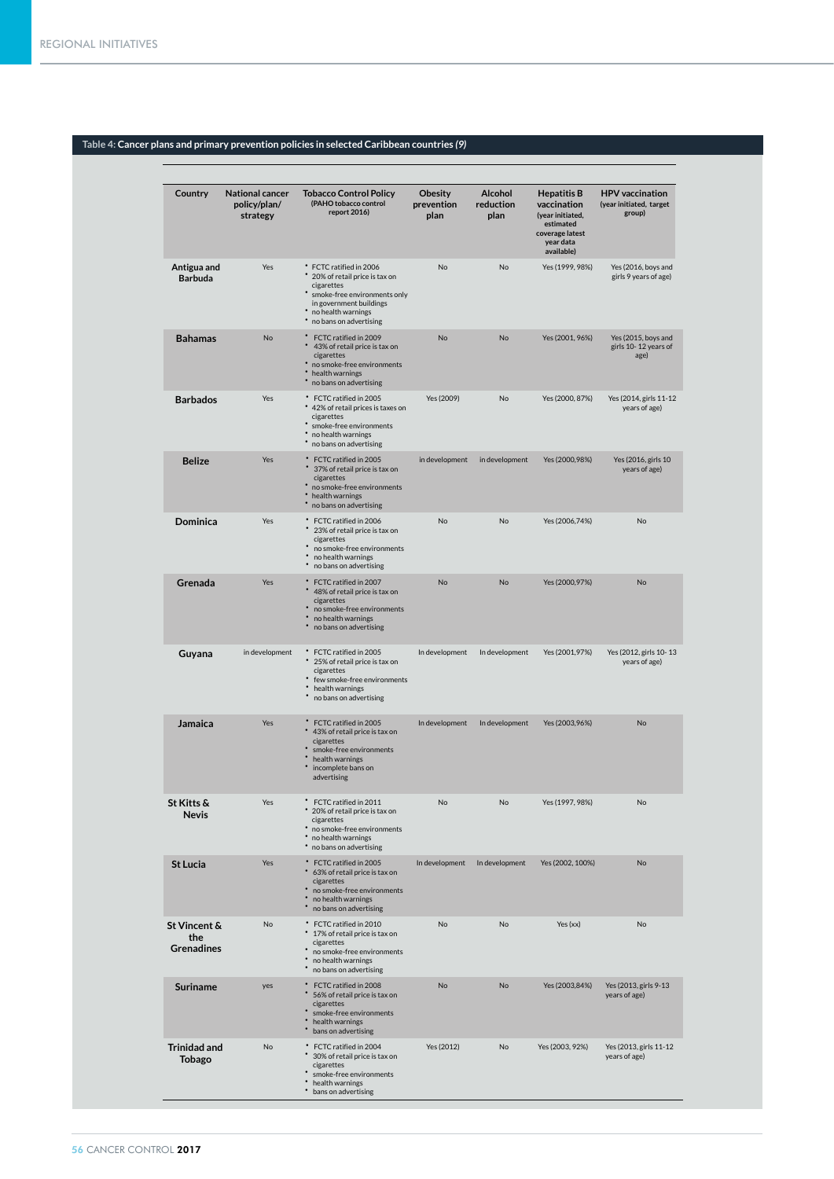Table 4: **Cancer plans and primary prevention policies in selected Caribbean countries** *(9)*

| Country | National cancer policy/plan/ strategy | Tobacco Control Policy (PAHO tobacco control report 2016) | Obesity prevention plan | Alcohol reduction plan | Hepatitis B vaccination (year initiated, estimated coverage latest year data available) | HPV vaccination (year initiated, target group) |
|---|---|---|---|---|---|---|
| **Antigua and Barbuda** | Yes | • FCTC ratified in 2006<br>• 20% of retail price is tax on cigarettes<br>• smoke-free environments only in government buildings<br>• no health warnings<br>• no bans on advertising | No | No | Yes (1999, 98%) | Yes (2016, boys and girls 9 years of age) |
| **Bahamas** | No | • FCTC ratified in 2009<br>• 43% of retail price is tax on cigarettes<br>• no smoke-free environments<br>• health warnings<br>• no bans on advertising | No | No | Yes (2001, 96%) | Yes (2015, boys and girls 10- 12 years of age) |
| **Barbados** | Yes | • FCTC ratified in 2005<br>• 42% of retail prices is taxes on cigarettes<br>• smoke-free environments<br>• no health warnings<br>• no bans on advertising | Yes (2009) | No | Yes (2000, 87%) | Yes (2014, girls 11-12 years of age) |
| **Belize** | Yes | • FCTC ratified in 2005<br>• 37% of retail price is tax on cigarettes<br>• no smoke-free environments<br>• health warnings<br>• no bans on advertising | in development | in development | Yes (2000,98%) | Yes (2016, girls 10 years of age) |
| **Dominica** | Yes | • FCTC ratified in 2006<br>• 23% of retail price is tax on cigarettes<br>• no smoke-free environments<br>• no health warnings<br>• no bans on advertising | No | No | Yes (2006,74%) | No |
| **Grenada** | Yes | • FCTC ratified in 2007<br>• 48% of retail price is tax on cigarettes<br>• no smoke-free environments<br>• no health warnings<br>• no bans on advertising | No | No | Yes (2000,97%) | No |
| **Guyana** | in development | • FCTC ratified in 2005<br>• 25% of retail price is tax on cigarettes<br>• few smoke-free environments<br>• health warnings<br>• no bans on advertising | In development | In development | Yes (2001,97%) | Yes (2012, girls 10- 13 years of age) |
| **Jamaica** | Yes | • FCTC ratified in 2005<br>• 43% of retail price is tax on cigarettes<br>• smoke-free environments<br>• health warnings<br>• incomplete bans on advertising | In development | In development | Yes (2003,96%) | No |
| **St Kitts & Nevis** | Yes | • FCTC ratified in 2011<br>• 20% of retail price is tax on cigarettes<br>• no smoke-free environments<br>• no health warnings<br>• no bans on advertising | No | No | Yes (1997, 98%) | No |
| **St Lucia** | Yes | • FCTC ratified in 2005<br>• 63% of retail price is tax on cigarettes<br>• no smoke-free environments<br>• no health warnings<br>• no bans on advertising | In development | In development | Yes (2002, 100%) | No |
| **St Vincent & the Grenadines** | No | • FCTC ratified in 2010<br>• 17% of retail price is tax on cigarettes<br>• no smoke-free environments<br>• no health warnings<br>• no bans on advertising | No | No | Yes (xx) | No |
| **Suriname** | yes | • FCTC ratified in 2008<br>• 56% of retail price is tax on cigarettes<br>• smoke-free environments<br>• health warnings<br>• bans on advertising | No | No | Yes (2003,84%) | Yes (2013, girls 9-13 years of age) |
| **Trinidad and Tobago** | No | • FCTC ratified in 2004<br>• 30% of retail price is tax on cigarettes<br>• smoke-free environments<br>• health warnings<br>• bans on advertising | Yes (2012) | No | Yes (2003, 92%) | Yes (2013, girls 11-12 years of age) |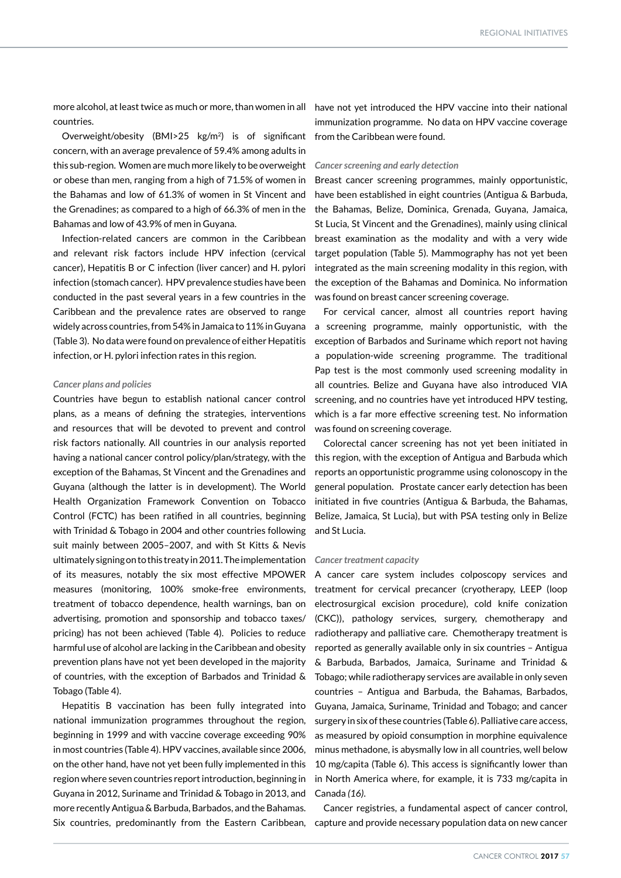more alcohol, at least twice as much or more, than women in all countries.

Overweight/obesity (BMI>25 kg/m$^2$) is of significant concern, with an average prevalence of 59.4% among adults in this sub-region. Women are much more likely to be overweight or obese than men, ranging from a high of 71.5% of women in the Bahamas and low of 61.3% of women in St Vincent and the Grenadines; as compared to a high of 66.3% of men in the Bahamas and low of 43.9% of men in Guyana.

Infection-related cancers are common in the Caribbean and relevant risk factors include HPV infection (cervical cancer), Hepatitis B or C infection (liver cancer) and H. pylori infection (stomach cancer). HPV prevalence studies have been conducted in the past several years in a few countries in the Caribbean and the prevalence rates are observed to range widely across countries, from 54% in Jamaica to 11% in Guyana (Table 3). No data were found on prevalence of either Hepatitis infection, or H. pylori infection rates in this region.

*Cancer plans and policies*

Countries have begun to establish national cancer control plans, as a means of defining the strategies, interventions and resources that will be devoted to prevent and control risk factors nationally. All countries in our analysis reported having a national cancer control policy/plan/strategy, with the exception of the Bahamas, St Vincent and the Grenadines and Guyana (although the latter is in development). The World Health Organization Framework Convention on Tobacco Control (FCTC) has been ratified in all countries, beginning with Trinidad & Tobago in 2004 and other countries following suit mainly between 2005–2007, and with St Kitts & Nevis ultimately signing on to this treaty in 2011. The implementation of its measures, notably the six most effective MPOWER measures (monitoring, 100% smoke-free environments, treatment of tobacco dependence, health warnings, ban on advertising, promotion and sponsorship and tobacco taxes/pricing) has not been achieved (Table 4). Policies to reduce harmful use of alcohol are lacking in the Caribbean and obesity prevention plans have not yet been developed in the majority of countries, with the exception of Barbados and Trinidad & Tobago (Table 4).

Hepatitis B vaccination has been fully integrated into national immunization programmes throughout the region, beginning in 1999 and with vaccine coverage exceeding 90% in most countries (Table 4). HPV vaccines, available since 2006, on the other hand, have not yet been fully implemented in this region where seven countries report introduction, beginning in Guyana in 2012, Suriname and Trinidad & Tobago in 2013, and more recently Antigua & Barbuda, Barbados, and the Bahamas. Six countries, predominantly from the Eastern Caribbean, have not yet introduced the HPV vaccine into their national immunization programme. No data on HPV vaccine coverage from the Caribbean were found.

*Cancer screening and early detection*

Breast cancer screening programmes, mainly opportunistic, have been established in eight countries (Antigua & Barbuda, the Bahamas, Belize, Dominica, Grenada, Guyana, Jamaica, St Lucia, St Vincent and the Grenadines), mainly using clinical breast examination as the modality and with a very wide target population (Table 5). Mammography has not yet been integrated as the main screening modality in this region, with the exception of the Bahamas and Dominica. No information was found on breast cancer screening coverage.

For cervical cancer, almost all countries report having a screening programme, mainly opportunistic, with the exception of Barbados and Suriname which report not having a population-wide screening programme. The traditional Pap test is the most commonly used screening modality in all countries. Belize and Guyana have also introduced VIA screening, and no countries have yet introduced HPV testing, which is a far more effective screening test. No information was found on screening coverage.

Colorectal cancer screening has not yet been initiated in this region, with the exception of Antigua and Barbuda which reports an opportunistic programme using colonoscopy in the general population. Prostate cancer early detection has been initiated in five countries (Antigua & Barbuda, the Bahamas, Belize, Jamaica, St Lucia), but with PSA testing only in Belize and St Lucia.

*Cancer treatment capacity*

A cancer care system includes colposcopy services and treatment for cervical precancer (cryotherapy, LEEP (loop electrosurgical excision procedure), cold knife conization (CKC)), pathology services, surgery, chemotherapy and radiotherapy and palliative care. Chemotherapy treatment is reported as generally available only in six countries – Antigua & Barbuda, Barbados, Jamaica, Suriname and Trinidad & Tobago; while radiotherapy services are available in only seven countries – Antigua and Barbuda, the Bahamas, Barbados, Guyana, Jamaica, Suriname, Trinidad and Tobago; and cancer surgery in six of these countries (Table 6). Palliative care access, as measured by opioid consumption in morphine equivalence minus methadone, is abysmally low in all countries, well below 10 mg/capita (Table 6). This access is significantly lower than in North America where, for example, it is 733 mg/capita in Canada *(16)*.

Cancer registries, a fundamental aspect of cancer control, capture and provide necessary population data on new cancer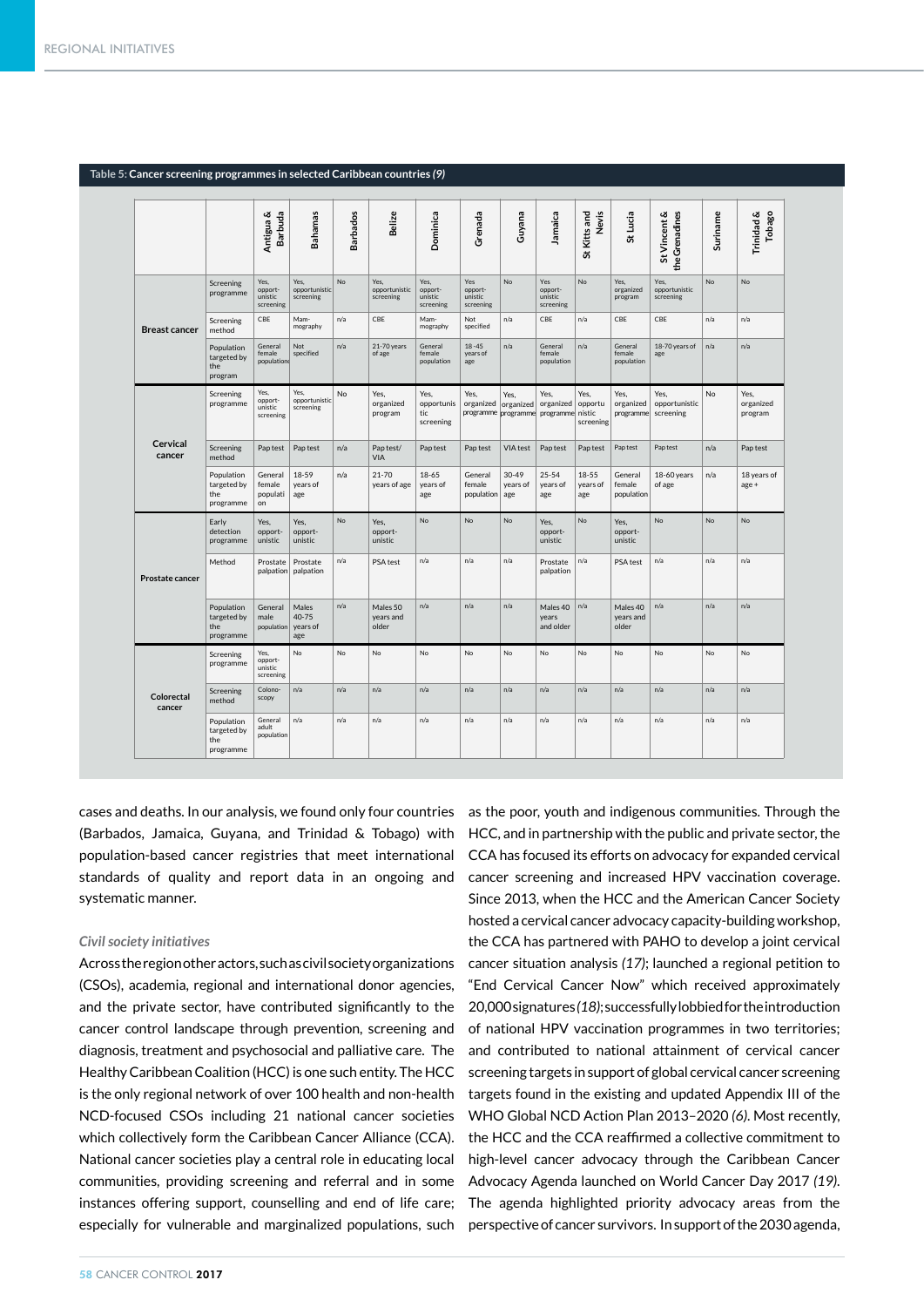REGIONAL INITIATIVES

**Table 5: Cancer screening programmes in selected Caribbean countries *(9)***

| | | Antigua & Barbuda | Bahamas | Barbados | Belize | Dominica | Grenada | Guyana | Jamaica | St Kitts and Nevis | St Lucia | St Vincent & the Grenadines | Suriname | Trinidad & Tobago |
|---|---|---|---|---|---|---|---|---|---|---|---|---|---|---|
| Breast cancer | Screening programme | Yes, opport-unistic screening | Yes, opportunistic screening | No | Yes, opportunistic screening | Yes, opport-unistic screening | Yes opport-unistic screening | No | Yes opport-unistic screening | No | Yes, organized program | Yes, opportunistic screening | No | No |
| | Screening method | CBE | Mam-mography | n/a | CBE | Mam-mography | Not specified | n/a | CBE | n/a | CBE | CBE | n/a | n/a |
| | Population targeted by the program | General female population | Not specified | n/a | 21-70 years of age | General female population | 18 -45 years of age | n/a | General female population | n/a | General female population | 18-70 years of age | n/a | n/a |
| Cervical cancer | Screening programme | Yes, opport-unistic screening | Yes, opportunistic screening | No | Yes, organized program | Yes, opportunistic screening | Yes, organized programme | Yes, organized programme | Yes, organized programme | Yes, opportunistic screening | Yes, organized programme | Yes, opportunistic screening | No | Yes, organized program |
| | Screening method | Pap test | Pap test | n/a | Pap test/ VIA | Pap test | Pap test | VIA test | Pap test | Pap test | Pap test | Pap test | n/a | Pap test |
| | Population targeted by the programme | General female population | 18-59 years of age | n/a | 21-70 years of age | 18-65 years of age | General female population | 30-49 years of age | 25-54 years of age | 18-55 years of age | General female population | 18-60 years of age | n/a | 18 years of age + |
| Prostate cancer | Early detection programme | Yes, opport-unistic | Yes, opport-unistic | No | Yes, opport-unistic | No | No | No | Yes, opport-unistic | No | Yes, opport-unistic | No | No | No |
| | Method | Prostate palpation | Prostate palpation | n/a | PSA test | n/a | n/a | n/a | Prostate palpation | n/a | PSA test | n/a | n/a | n/a |
| | Population targeted by the programme | General male population | Males 40-75 years of age | n/a | Males 50 years and older | n/a | n/a | n/a | Males 40 years and older | n/a | Males 40 years and older | n/a | n/a | n/a |
| Colorectal cancer | Screening programme | Yes, opport-unistic screening | No | No | No | No | No | No | No | No | No | No | No | No |
| | Screening method | Colono-scopy | n/a | n/a | n/a | n/a | n/a | n/a | n/a | n/a | n/a | n/a | n/a | n/a |
| | Population targeted by the programme | General adult population | n/a | n/a | n/a | n/a | n/a | n/a | n/a | n/a | n/a | n/a | n/a | n/a |

cases and deaths. In our analysis, we found only four countries (Barbados, Jamaica, Guyana, and Trinidad & Tobago) with population-based cancer registries that meet international standards of quality and report data in an ongoing and systematic manner.

*Civil society initiatives*

Across the region other actors, such as civil society organizations (CSOs), academia, regional and international donor agencies, and the private sector, have contributed significantly to the cancer control landscape through prevention, screening and diagnosis, treatment and psychosocial and palliative care. The Healthy Caribbean Coalition (HCC) is one such entity. The HCC is the only regional network of over 100 health and non-health NCD-focused CSOs including 21 national cancer societies which collectively form the Caribbean Cancer Alliance (CCA). National cancer societies play a central role in educating local communities, providing screening and referral and in some instances offering support, counselling and end of life care; especially for vulnerable and marginalized populations, such as the poor, youth and indigenous communities. Through the HCC, and in partnership with the public and private sector, the CCA has focused its efforts on advocacy for expanded cervical cancer screening and increased HPV vaccination coverage. Since 2013, when the HCC and the American Cancer Society hosted a cervical cancer advocacy capacity-building workshop, the CCA has partnered with PAHO to develop a joint cervical cancer situation analysis *(17)*; launched a regional petition to "End Cervical Cancer Now" which received approximately 20,000 signatures *(18)*; successfully lobbied for the introduction of national HPV vaccination programmes in two territories; and contributed to national attainment of cervical cancer screening targets in support of global cervical cancer screening targets found in the existing and updated Appendix III of the WHO Global NCD Action Plan 2013–2020 *(6)*. Most recently, the HCC and the CCA reaffirmed a collective commitment to high-level cancer advocacy through the Caribbean Cancer Advocacy Agenda launched on World Cancer Day 2017 *(19)*. The agenda highlighted priority advocacy areas from the perspective of cancer survivors. In support of the 2030 agenda,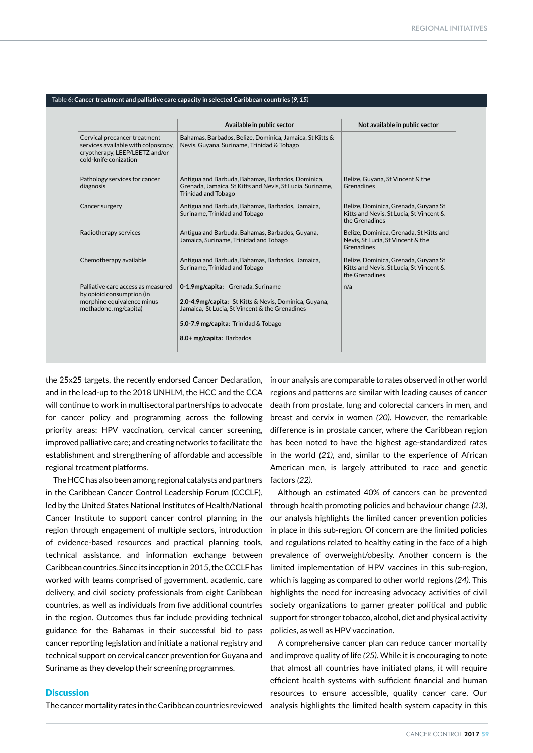**Table 6: Cancer treatment and palliative care capacity in selected Caribbean countries** *(9, 15)*

| | Available in public sector | Not available in public sector |
|---|---|---|
| Cervical precancer treatment services available with colposcopy, cryotherapy, LEEP/LEETZ and/or cold-knife conization | Bahamas, Barbados, Belize, Dominica, Jamaica, St Kitts & Nevis, Guyana, Suriname, Trinidad & Tobago | |
| Pathology services for cancer diagnosis | Antigua and Barbuda, Bahamas, Barbados, Dominica, Grenada, Jamaica, St Kitts and Nevis, St Lucia, Suriname, Trinidad and Tobago | Belize, Guyana, St Vincent & the Grenadines |
| Cancer surgery | Antigua and Barbuda, Bahamas, Barbados, Jamaica, Suriname, Trinidad and Tobago | Belize, Dominica, Grenada, Guyana St Kitts and Nevis, St Lucia, St Vincent & the Grenadines |
| Radiotherapy services | Antigua and Barbuda, Bahamas, Barbados, Guyana, Jamaica, Suriname, Trinidad and Tobago | Belize, Dominica, Grenada, St Kitts and Nevis, St Lucia, St Vincent & the Grenadines |
| Chemotherapy available | Antigua and Barbuda, Bahamas, Barbados, Jamaica, Suriname, Trinidad and Tobago | Belize, Dominica, Grenada, Guyana St Kitts and Nevis, St Lucia, St Vincent & the Grenadines |
| Palliative care access as measured by opioid consumption (in morphine equivalence minus methadone, mg/capita) | **0-1.9mg/capita:** Grenada, Suriname<br><br>**2.0-4.9mg/capita:** St Kitts & Nevis, Dominica, Guyana, Jamaica, St Lucia, St Vincent & the Grenadines<br><br>**5.0-7.9 mg/capita**: Trinidad & Tobago<br><br>**8.0+ mg/capita:** Barbados | n/a |

the 25x25 targets, the recently endorsed Cancer Declaration, and in the lead-up to the 2018 UNHLM, the HCC and the CCA will continue to work in multisectoral partnerships to advocate for cancer policy and programming across the following priority areas: HPV vaccination, cervical cancer screening, improved palliative care; and creating networks to facilitate the establishment and strengthening of affordable and accessible regional treatment platforms.

The HCC has also been among regional catalysts and partners in the Caribbean Cancer Control Leadership Forum (CCCLF), led by the United States National Institutes of Health/National Cancer Institute to support cancer control planning in the region through engagement of multiple sectors, introduction of evidence-based resources and practical planning tools, technical assistance, and information exchange between Caribbean countries. Since its inception in 2015, the CCCLF has worked with teams comprised of government, academic, care delivery, and civil society professionals from eight Caribbean countries, as well as individuals from five additional countries in the region. Outcomes thus far include providing technical guidance for the Bahamas in their successful bid to pass cancer reporting legislation and initiate a national registry and technical support on cervical cancer prevention for Guyana and Suriname as they develop their screening programmes.

## Discussion

The cancer mortality rates in the Caribbean countries reviewed in our analysis are comparable to rates observed in other world regions and patterns are similar with leading causes of cancer death from prostate, lung and colorectal cancers in men, and breast and cervix in women *(20)*. However, the remarkable difference is in prostate cancer, where the Caribbean region has been noted to have the highest age-standardized rates in the world *(21)*, and, similar to the experience of African American men, is largely attributed to race and genetic factors *(22)*.

Although an estimated 40% of cancers can be prevented through health promoting policies and behaviour change *(23)*, our analysis highlights the limited cancer prevention policies in place in this sub-region. Of concern are the limited policies and regulations related to healthy eating in the face of a high prevalence of overweight/obesity. Another concern is the limited implementation of HPV vaccines in this sub-region, which is lagging as compared to other world regions *(24)*. This highlights the need for increasing advocacy activities of civil society organizations to garner greater political and public support for stronger tobacco, alcohol, diet and physical activity policies, as well as HPV vaccination.

A comprehensive cancer plan can reduce cancer mortality and improve quality of life *(25)*. While it is encouraging to note that almost all countries have initiated plans, it will require efficient health systems with sufficient financial and human resources to ensure accessible, quality cancer care. Our analysis highlights the limited health system capacity in this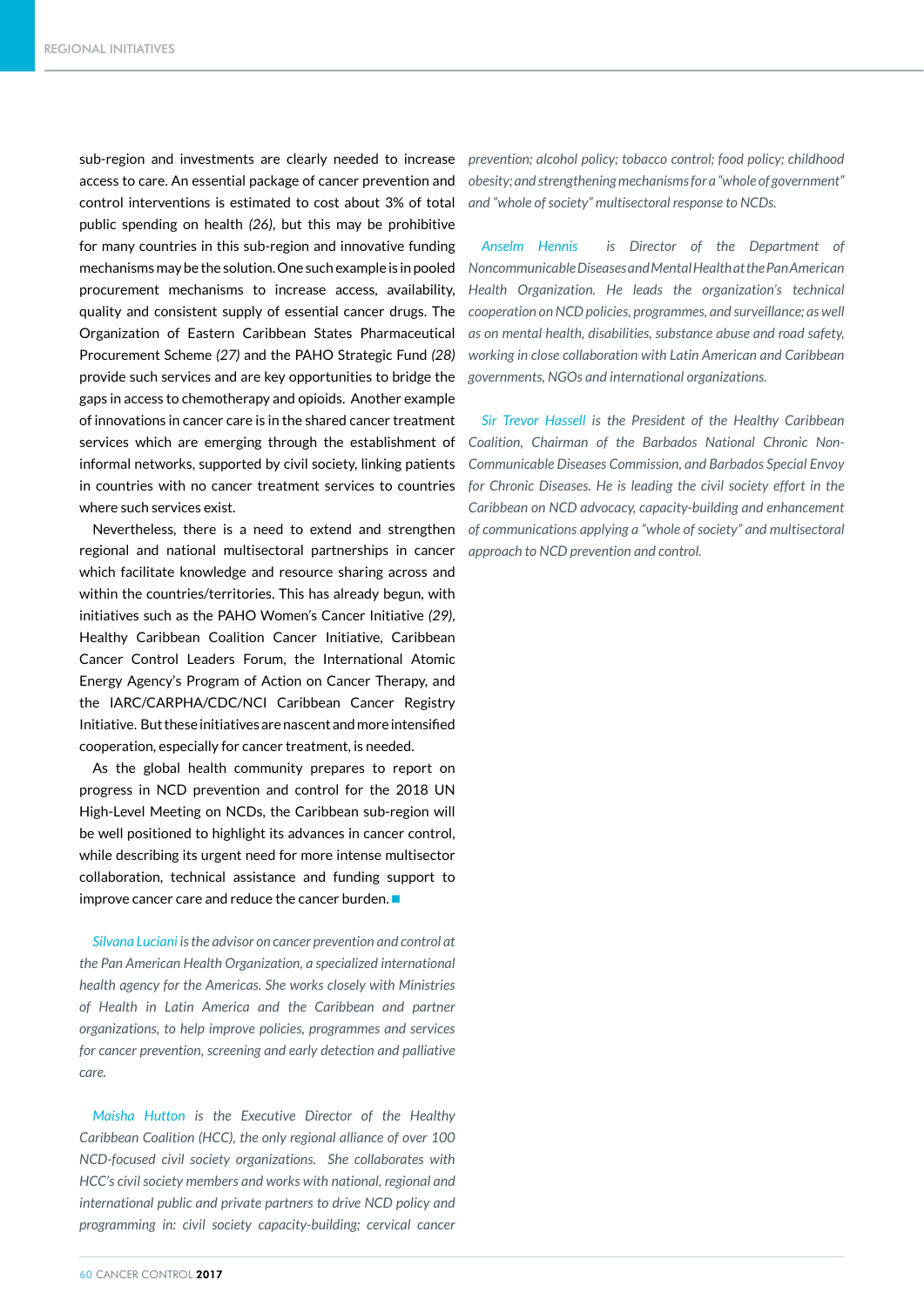sub-region and investments are clearly needed to increase access to care. An essential package of cancer prevention and control interventions is estimated to cost about 3% of total public spending on health *(26)*, but this may be prohibitive for many countries in this sub-region and innovative funding mechanisms may be the solution. One such example is in pooled procurement mechanisms to increase access, availability, quality and consistent supply of essential cancer drugs. The Organization of Eastern Caribbean States Pharmaceutical Procurement Scheme *(27)* and the PAHO Strategic Fund *(28)* provide such services and are key opportunities to bridge the gaps in access to chemotherapy and opioids. Another example of innovations in cancer care is in the shared cancer treatment services which are emerging through the establishment of informal networks, supported by civil society, linking patients in countries with no cancer treatment services to countries where such services exist.

Nevertheless, there is a need to extend and strengthen regional and national multisectoral partnerships in cancer which facilitate knowledge and resource sharing across and within the countries/territories. This has already begun, with initiatives such as the PAHO Women's Cancer Initiative *(29)*, Healthy Caribbean Coalition Cancer Initiative, Caribbean Cancer Control Leaders Forum, the International Atomic Energy Agency's Program of Action on Cancer Therapy, and the IARC/CARPHA/CDC/NCI Caribbean Cancer Registry Initiative. But these initiatives are nascent and more intensified cooperation, especially for cancer treatment, is needed.

As the global health community prepares to report on progress in NCD prevention and control for the 2018 UN High-Level Meeting on NCDs, the Caribbean sub-region will be well positioned to highlight its advances in cancer control, while describing its urgent need for more intense multisector collaboration, technical assistance and funding support to improve cancer care and reduce the cancer burden. ■

*Silvana Luciani is the advisor on cancer prevention and control at the Pan American Health Organization, a specialized international health agency for the Americas. She works closely with Ministries of Health in Latin America and the Caribbean and partner organizations, to help improve policies, programmes and services for cancer prevention, screening and early detection and palliative care.*

*Maisha Hutton is the Executive Director of the Healthy Caribbean Coalition (HCC), the only regional alliance of over 100 NCD-focused civil society organizations. She collaborates with HCC's civil society members and works with national, regional and international public and private partners to drive NCD policy and programming in: civil society capacity-building; cervical cancer prevention; alcohol policy; tobacco control; food policy; childhood obesity; and strengthening mechanisms for a "whole of government" and "whole of society" multisectoral response to NCDs.*

*Anselm Hennis is Director of the Department of Noncommunicable Diseases and Mental Health at the Pan American Health Organization. He leads the organization's technical cooperation on NCD policies, programmes, and surveillance; as well as on mental health, disabilities, substance abuse and road safety, working in close collaboration with Latin American and Caribbean governments, NGOs and international organizations.*

*Sir Trevor Hassell is the President of the Healthy Caribbean Coalition, Chairman of the Barbados National Chronic Non-Communicable Diseases Commission, and Barbados Special Envoy for Chronic Diseases. He is leading the civil society effort in the Caribbean on NCD advocacy, capacity-building and enhancement of communications applying a "whole of society" and multisectoral approach to NCD prevention and control.*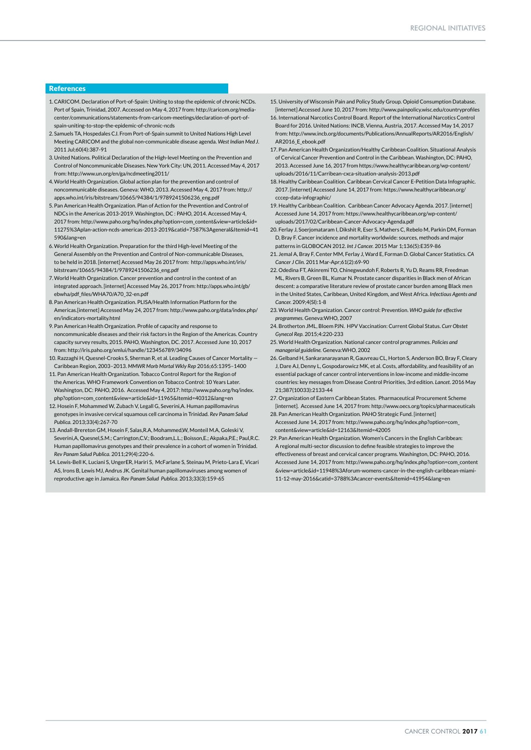## References

1. CARICOM. Declaration of Port-of-Spain: Uniting to stop the epidemic of chronic NCDs. Port of Spain, Trinidad, 2007. Accessed on May 4, 2017 from: http://caricom.org/media-center/communications/statements-from-caricom-meetings/declaration-of-port-of-spain-uniting-to-stop-the-epidemic-of-chronic-ncds
2. Samuels TA, Hospedales CJ. From Port-of-Spain summit to United Nations High Level Meeting CARICOM and the global non-communicable disease agenda. *West Indian Med J*. 2011 Jul;60(4):387-91
3. United Nations. Political Declaration of the High-level Meeting on the Prevention and Control of Noncommunicable Diseases. New York City: UN, 2011. Accessed May 4, 2017 from: http://www.un.org/en/ga/ncdmeeting2011/
4. World Health Organization. Global action plan for the prevention and control of noncommunicable diseases. Geneva: WHO, 2013. Accessed May 4, 2017 from: http://apps.who.int/iris/bitstream/10665/94384/1/9789241506236_eng.pdf
5. Pan American Health Organization. Plan of Action for the Prevention and Control of NDCs in the Americas 2013-2019. Washington, DC : PAHO, 2014. Accessed May 4, 2017 from: http://www.paho.org/hq/index.php?option=com_content&view=article&id=11275%3Aplan-action-ncds-americas-2013-2019&catid=7587%3Ageneral&Itemid=41590&lang=en
6. World Health Organization. Preparation for the third High-level Meeting of the General Assembly on the Prevention and Control of Non-communicable Diseases, to be held in 2018. [internet] Accessed May 26 2017 from: http://apps.who.int/iris/bitstream/10665/94384/1/9789241506236_eng.pdf
7. World Health Organization. Cancer prevention and control in the context of an integrated approach. [internet] Accessed May 26, 2017 from: http://apps.who.int/gb/ebwha/pdf_files/WHA70/A70_32-en.pdf
8. Pan American Health Organization. PLISA/Health Information Platform for the Americas.[internet] Accessed May 24, 2017 from: http://www.paho.org/data/index.php/en/indicators-mortality.html
9. Pan American Health Organization. Profile of capacity and response to noncommunicable diseases and their risk factors in the Region of the Americas. Country capacity survey results, 2015. PAHO, Washington, DC. 2017. Accessed June 10, 2017 from: http://iris.paho.org/xmlui/handle/123456789/34096
10. Razzaghi H, Quesnel-Crooks S, Sherman R, et al. Leading Causes of Cancer Mortality — Caribbean Region, 2003–2013. *MMWR Morb Mortal Wkly Rep* 2016;65:1395–1400
11. Pan American Health Organization. Tobacco Control Report for the Region of the Americas. WHO Framework Convention on Tobacco Control: 10 Years Later. Washington, DC: PAHO, 2016. Accessed May 4, 2017: http://www.paho.org/hq/index.php?option=com_content&view=article&id=11965&Itemid=40312&lang=en
12. Hosein F, Mohammed W, Zubach V, Legall G, Severini,A. Human papillomavirus genotypes in invasive cervical squamous cell carcinoma in Trinidad. *Rev Panam Salud Publica*. 2013;33(4):267-70
13. Andall-Brereton GM, Hosein F, Salas,R.A, Mohammed,W, Monteil M.A, Goleski V, Severini,A, Quesnel,S.M.; Carrington,C.V.; Boodram,L.L.; Boisson,E.; Akpaka,P.E.; Paul,R.C. Human papillomavirus genotypes and their prevalence in a cohort of women in Trinidad. *Rev Panam Salud Publica*. 2011;29(4):220-6.
14. Lewis-Bell K, Luciani S, UngerER, Hariri S, McFarlane S, Steinau M, Prieto-Lara E, Vicari AS, Irons B, Lewis MJ, Andrus JK. Genital human papillomaviruses among women of reproductive age in Jamaica. *Rev Panam Salud Publica*. 2013;33(3):159-65
15. University of Wisconsin Pain and Policy Study Group. Opioid Consumption Database. [internet] Accessed June 10, 2017 from: http://www.painpolicy.wisc.edu/countryprofiles
16. International Narcotics Control Board. Report of the International Narcotics Control Board for 2016. United Nations: INCB, Vienna, Austria, 2017. Accessed May 14, 2017 from: http://www.incb.org/documents/Publications/AnnualReports/AR2016/English/AR2016_E_ebook.pdf
17. Pan American Health Organization/Healthy Caribbean Coalition. Situational Analysis of Cervical Cancer Prevention and Control in the Caribbean. Washington, DC: PAHO, 2013. Accessed June 16, 2017 from https://www.healthycaribbean.org/wp-content/uploads/2016/11/Carribean-cxca-situation-analysis-2013.pdf
18. Healthy Caribbean Coalition. Caribbean Cervical Cancer E-Petition Data Infographic. 2017. [internet] Accessed June 14, 2017 from: https://www.healthycaribbean.org/cccep-data-infographic/
19. Healthy Caribbean Coalition. Caribbean Cancer Advocacy Agenda. 2017. [internet] Accessed June 14, 2017 from: https://www.healthycaribbean.org/wp-content/uploads/2017/02/Caribbean-Cancer-Advocacy-Agenda.pdf
20. Ferlay J, Soerjomataram I, Dikshit R, Eser S, Mathers C, Rebelo M, Parkin DM, Forman D, Bray F. Cancer incidence and mortality worldwide: sources, methods and major patterns in GLOBOCAN 2012. *Int J Cancer.* 2015 Mar 1;136(5):E359-86
21. Jemal A, Bray F, Center MM, Ferlay J, Ward E, Forman D. Global Cancer Statistics. *CA Cancer J Clin.* 2011 Mar-Apr;61(2):69-90
22. Odedina FT, Akinremi TO, Chinegwundoh F, Roberts R, Yu D, Reams RR, Freedman ML, Rivers B, Green BL, Kumar N. Prostate cancer disparities in Black men of African descent: a comparative literature review of prostate cancer burden among Black men in the United States, Caribbean, United Kingdom, and West Africa. *Infectious Agents and Cancer.* 2009;4(SI):1-8
23. World Health Organization. Cancer control: Prevention. *WHO guide for effective programmes.* Geneva:WHO, 2007
24. Brotherton JML, Bloem PJN. HPV Vaccination: Current Global Status. *Curr Obstet Gynecol Rep.* 2015;4:220-233
25. World Health Organization. National cancer control programmes. *Policies and managerial guideline.* Geneva:WHO, 2002
26. Gelband H, Sankaranarayanan R, Gauvreau CL, Horton S, Anderson BO, Bray F, Cleary J, Dare AJ, Denny L, Gospodarowicz MK, et al. Costs, affordability, and feasibility of an essential package of cancer control interventions in low-income and middle-income countries: key messages from Disease Control Priorities, 3rd edition. *Lancet.* 2016 May 21;387(10033):2133-44
27. Organization of Eastern Caribbean States. Pharmaceutical Procurement Scheme [internet]. Accessed June 14, 2017 from: http://www.oecs.org/topics/pharmaceuticals
28. Pan American Health Organization. PAHO Strategic Fund. [internet] Accessed June 14, 2017 from: http://www.paho.org/hq/index.php?option=com_content&view=article&id=12163&Itemid=42005
29. Pan American Health Organization. Women's Cancers in the English Caribbean: A regional multi-sector discussion to define feasible strategies to improve the effectiveness of breast and cervical cancer programs. Washington, DC: PAHO, 2016. Accessed June 14, 2017 from: http://www.paho.org/hq/index.php?option=com_content&view=article&id=11948%3Aforum-womens-cancer-in-the-english-caribbean-miami-11-12-may-2016&catid=3788%3Acancer-events&Itemid=41954&lang=en